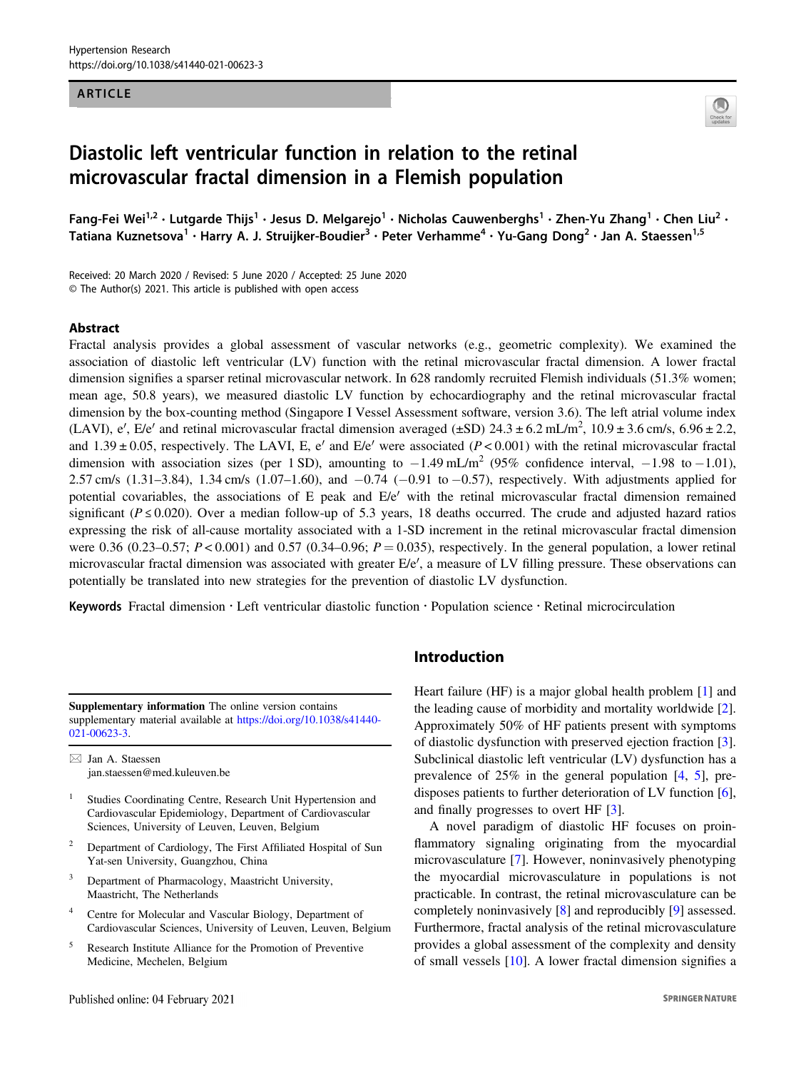ARTICLE

# Diastolic left ventricular function in relation to the retinal microvascular fractal dimension in a Flemish population

Fang-Fei Wei[1,2] · Lutgarde Thijs[1] · Jesus D. Melgarejo[1] · Nicholas Cauwenberghs[1] · Zhen-Yu Zhang[1] · Chen Liu[2] · Tatiana Kuznetsova[1] · Harry A. J. Struijker-Boudier[3] · Peter Verhamme[4] · Yu-Gang Dong[2] · Jan A. Staessen[1,5]

Received: 20 March 2020 / Revised: 5 June 2020 / Accepted: 25 June 2020
© The Author(s) 2021. This article is published with open access

## Abstract

Fractal analysis provides a global assessment of vascular networks (e.g., geometric complexity). We examined the association of diastolic left ventricular (LV) function with the retinal microvascular fractal dimension. A lower fractal dimension signifies a sparser retinal microvascular network. In 628 randomly recruited Flemish individuals (51.3% women; mean age, 50.8 years), we measured diastolic LV function by echocardiography and the retinal microvascular fractal dimension by the box-counting method (Singapore I Vessel Assessment software, version 3.6). The left atrial volume index (LAVI), e′, E/e′ and retinal microvascular fractal dimension averaged (±SD) 24.3 ± 6.2 mL/m$^2$, 10.9 ± 3.6 cm/s, 6.96 ± 2.2, and 1.39 ± 0.05, respectively. The LAVI, E, e′ and E/e′ were associated ($P < 0.001$) with the retinal microvascular fractal dimension with association sizes (per 1 SD), amounting to −1.49 mL/m$^2$ (95% confidence interval, −1.98 to −1.01), 2.57 cm/s (1.31–3.84), 1.34 cm/s (1.07–1.60), and −0.74 (−0.91 to −0.57), respectively. With adjustments applied for potential covariables, the associations of E peak and E/e′ with the retinal microvascular fractal dimension remained significant ($P \leq 0.020$). Over a median follow-up of 5.3 years, 18 deaths occurred. The crude and adjusted hazard ratios expressing the risk of all-cause mortality associated with a 1-SD increment in the retinal microvascular fractal dimension were 0.36 (0.23–0.57; $P < 0.001$) and 0.57 (0.34–0.96; $P = 0.035$), respectively. In the general population, a lower retinal microvascular fractal dimension was associated with greater E/e′, a measure of LV filling pressure. These observations can potentially be translated into new strategies for the prevention of diastolic LV dysfunction.

**Keywords** Fractal dimension · Left ventricular diastolic function · Population science · Retinal microcirculation

**Supplementary information** The online version contains supplementary material available at https://doi.org/10.1038/s41440-021-00623-3.

✉ Jan A. Staessen
jan.staessen@med.kuleuven.be

1 Studies Coordinating Centre, Research Unit Hypertension and Cardiovascular Epidemiology, Department of Cardiovascular Sciences, University of Leuven, Leuven, Belgium

2 Department of Cardiology, The First Affiliated Hospital of Sun Yat-sen University, Guangzhou, China

3 Department of Pharmacology, Maastricht University, Maastricht, The Netherlands

4 Centre for Molecular and Vascular Biology, Department of Cardiovascular Sciences, University of Leuven, Leuven, Belgium

5 Research Institute Alliance for the Promotion of Preventive Medicine, Mechelen, Belgium

## Introduction

Heart failure (HF) is a major global health problem [1] and the leading cause of morbidity and mortality worldwide [2]. Approximately 50% of HF patients present with symptoms of diastolic dysfunction with preserved ejection fraction [3]. Subclinical diastolic left ventricular (LV) dysfunction has a prevalence of 25% in the general population [4, 5], predisposes patients to further deterioration of LV function [6], and finally progresses to overt HF [3].

A novel paradigm of diastolic HF focuses on proinflammatory signaling originating from the myocardial microvasculature [7]. However, noninvasively phenotyping the myocardial microvasculature in populations is not practicable. In contrast, the retinal microvasculature can be completely noninvasively [8] and reproducibly [9] assessed. Furthermore, fractal analysis of the retinal microvasculature provides a global assessment of the complexity and density of small vessels [10]. A lower fractal dimension signifies a

Published online: 04 February 2021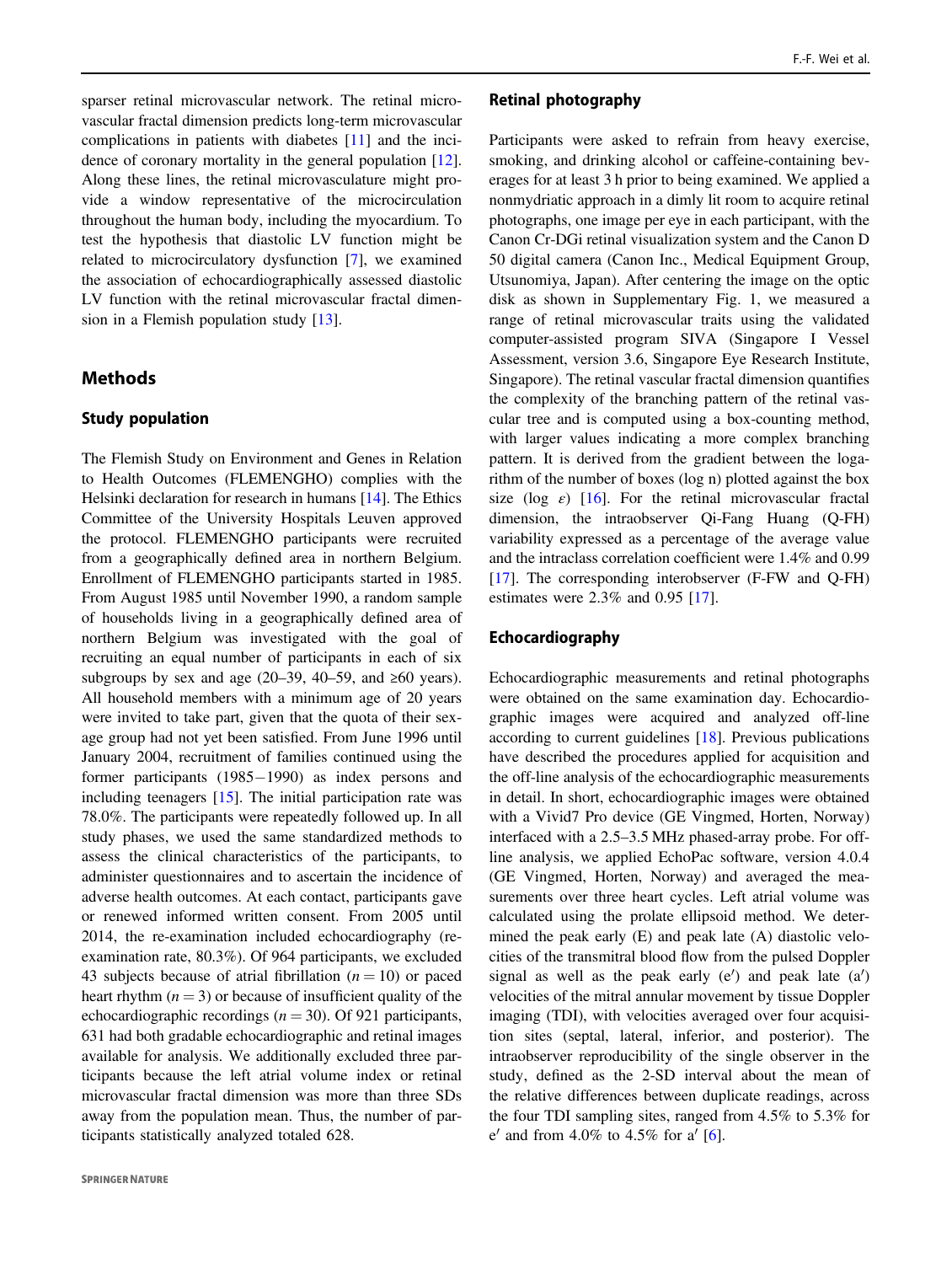sparser retinal microvascular network. The retinal microvascular fractal dimension predicts long-term microvascular complications in patients with diabetes [11] and the incidence of coronary mortality in the general population [12]. Along these lines, the retinal microvasculature might provide a window representative of the microcirculation throughout the human body, including the myocardium. To test the hypothesis that diastolic LV function might be related to microcirculatory dysfunction [7], we examined the association of echocardiographically assessed diastolic LV function with the retinal microvascular fractal dimension in a Flemish population study [13].

## Methods

### Study population

The Flemish Study on Environment and Genes in Relation to Health Outcomes (FLEMENGHO) complies with the Helsinki declaration for research in humans [14]. The Ethics Committee of the University Hospitals Leuven approved the protocol. FLEMENGHO participants were recruited from a geographically defined area in northern Belgium. Enrollment of FLEMENGHO participants started in 1985. From August 1985 until November 1990, a random sample of households living in a geographically defined area of northern Belgium was investigated with the goal of recruiting an equal number of participants in each of six subgroups by sex and age (20–39, 40–59, and ≥60 years). All household members with a minimum age of 20 years were invited to take part, given that the quota of their sex-age group had not yet been satisfied. From June 1996 until January 2004, recruitment of families continued using the former participants (1985−1990) as index persons and including teenagers [15]. The initial participation rate was 78.0%. The participants were repeatedly followed up. In all study phases, we used the same standardized methods to assess the clinical characteristics of the participants, to administer questionnaires and to ascertain the incidence of adverse health outcomes. At each contact, participants gave or renewed informed written consent. From 2005 until 2014, the re-examination included echocardiography (re-examination rate, 80.3%). Of 964 participants, we excluded 43 subjects because of atrial fibrillation ($n = 10$) or paced heart rhythm ($n = 3$) or because of insufficient quality of the echocardiographic recordings ($n = 30$). Of 921 participants, 631 had both gradable echocardiographic and retinal images available for analysis. We additionally excluded three participants because the left atrial volume index or retinal microvascular fractal dimension was more than three SDs away from the population mean. Thus, the number of participants statistically analyzed totaled 628.

### Retinal photography

Participants were asked to refrain from heavy exercise, smoking, and drinking alcohol or caffeine-containing beverages for at least 3 h prior to being examined. We applied a nonmydriatic approach in a dimly lit room to acquire retinal photographs, one image per eye in each participant, with the Canon Cr-DGi retinal visualization system and the Canon D 50 digital camera (Canon Inc., Medical Equipment Group, Utsunomiya, Japan). After centering the image on the optic disk as shown in Supplementary Fig. 1, we measured a range of retinal microvascular traits using the validated computer-assisted program SIVA (Singapore I Vessel Assessment, version 3.6, Singapore Eye Research Institute, Singapore). The retinal vascular fractal dimension quantifies the complexity of the branching pattern of the retinal vascular tree and is computed using a box-counting method, with larger values indicating a more complex branching pattern. It is derived from the gradient between the logarithm of the number of boxes (log n) plotted against the box size (log $\varepsilon$) [16]. For the retinal microvascular fractal dimension, the intraobserver Qi-Fang Huang (Q-FH) variability expressed as a percentage of the average value and the intraclass correlation coefficient were 1.4% and 0.99 [17]. The corresponding interobserver (F-FW and Q-FH) estimates were 2.3% and 0.95 [17].

### Echocardiography

Echocardiographic measurements and retinal photographs were obtained on the same examination day. Echocardiographic images were acquired and analyzed off-line according to current guidelines [18]. Previous publications have described the procedures applied for acquisition and the off-line analysis of the echocardiographic measurements in detail. In short, echocardiographic images were obtained with a Vivid7 Pro device (GE Vingmed, Horten, Norway) interfaced with a 2.5–3.5 MHz phased-array probe. For off-line analysis, we applied EchoPac software, version 4.0.4 (GE Vingmed, Horten, Norway) and averaged the measurements over three heart cycles. Left atrial volume was calculated using the prolate ellipsoid method. We determined the peak early (E) and peak late (A) diastolic velocities of the transmitral blood flow from the pulsed Doppler signal as well as the peak early ($e'$) and peak late ($a'$) velocities of the mitral annular movement by tissue Doppler imaging (TDI), with velocities averaged over four acquisition sites (septal, lateral, inferior, and posterior). The intraobserver reproducibility of the single observer in the study, defined as the 2-SD interval about the mean of the relative differences between duplicate readings, across the four TDI sampling sites, ranged from 4.5% to 5.3% for $e'$ and from 4.0% to 4.5% for $a'$ [6].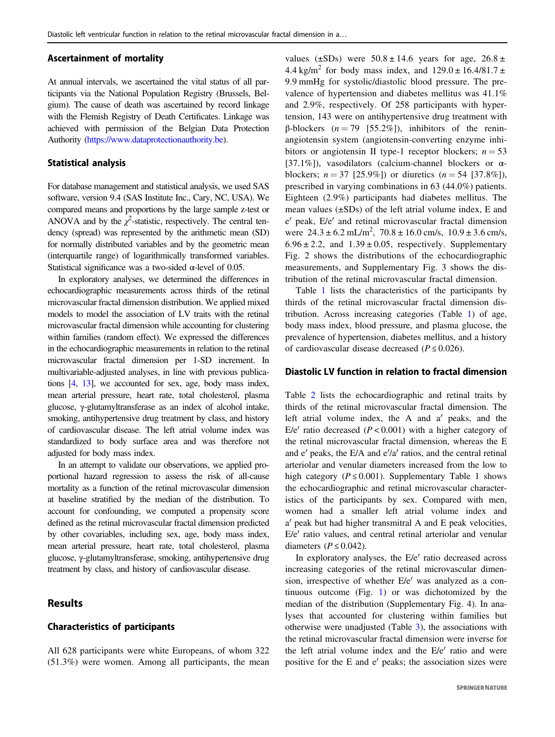### Ascertainment of mortality

At annual intervals, we ascertained the vital status of all participants via the National Population Registry (Brussels, Belgium). The cause of death was ascertained by record linkage with the Flemish Registry of Death Certificates. Linkage was achieved with permission of the Belgian Data Protection Authority (https://www.dataprotectionauthority.be).

### Statistical analysis

For database management and statistical analysis, we used SAS software, version 9.4 (SAS Institute Inc., Cary, NC, USA). We compared means and proportions by the large sample z-test or ANOVA and by the $\chi^2$-statistic, respectively. The central tendency (spread) was represented by the arithmetic mean (SD) for normally distributed variables and by the geometric mean (interquartile range) of logarithmically transformed variables. Statistical significance was a two-sided α-level of 0.05.

In exploratory analyses, we determined the differences in echocardiographic measurements across thirds of the retinal microvascular fractal dimension distribution. We applied mixed models to model the association of LV traits with the retinal microvascular fractal dimension while accounting for clustering within families (random effect). We expressed the differences in the echocardiographic measurements in relation to the retinal microvascular fractal dimension per 1-SD increment. In multivariable-adjusted analyses, in line with previous publications [4, 13], we accounted for sex, age, body mass index, mean arterial pressure, heart rate, total cholesterol, plasma glucose, γ-glutamyltransferase as an index of alcohol intake, smoking, antihypertensive drug treatment by class, and history of cardiovascular disease. The left atrial volume index was standardized to body surface area and was therefore not adjusted for body mass index.

In an attempt to validate our observations, we applied proportional hazard regression to assess the risk of all-cause mortality as a function of the retinal microvascular dimension at baseline stratified by the median of the distribution. To account for confounding, we computed a propensity score defined as the retinal microvascular fractal dimension predicted by other covariables, including sex, age, body mass index, mean arterial pressure, heart rate, total cholesterol, plasma glucose, γ-glutamyltransferase, smoking, antihypertensive drug treatment by class, and history of cardiovascular disease.

## Results

### Characteristics of participants

All 628 participants were white Europeans, of whom 322 (51.3%) were women. Among all participants, the mean values (±SDs) were 50.8 ± 14.6 years for age, 26.8 ± 4.4 kg/m$^2$ for body mass index, and 129.0 ± 16.4/81.7 ± 9.9 mmHg for systolic/diastolic blood pressure. The prevalence of hypertension and diabetes mellitus was 41.1% and 2.9%, respectively. Of 258 participants with hypertension, 143 were on antihypertensive drug treatment with β-blockers ($n = 79$ [55.2%]), inhibitors of the renin-angiotensin system (angiotensin-converting enzyme inhibitors or angiotensin II type-1 receptor blockers; $n = 53$ [37.1%]), vasodilators (calcium-channel blockers or α-blockers; $n = 37$ [25.9%]) or diuretics ($n = 54$ [37.8%]), prescribed in varying combinations in 63 (44.0%) patients. Eighteen (2.9%) participants had diabetes mellitus. The mean values (±SDs) of the left atrial volume index, E and e′ peak, E/e′ and retinal microvascular fractal dimension were 24.3 ± 6.2 mL/m$^2$, 70.8 ± 16.0 cm/s, 10.9 ± 3.6 cm/s, 6.96 ± 2.2, and 1.39 ± 0.05, respectively. Supplementary Fig. 2 shows the distributions of the echocardiographic measurements, and Supplementary Fig. 3 shows the distribution of the retinal microvascular fractal dimension.

Table 1 lists the characteristics of the participants by thirds of the retinal microvascular fractal dimension distribution. Across increasing categories (Table 1) of age, body mass index, blood pressure, and plasma glucose, the prevalence of hypertension, diabetes mellitus, and a history of cardiovascular disease decreased ($P \leq 0.026$).

### Diastolic LV function in relation to fractal dimension

Table 2 lists the echocardiographic and retinal traits by thirds of the retinal microvascular fractal dimension. The left atrial volume index, the A and a′ peaks, and the E/e′ ratio decreased ($P < 0.001$) with a higher category of the retinal microvascular fractal dimension, whereas the E and e′ peaks, the E/A and e′/a′ ratios, and the central retinal arteriolar and venular diameters increased from the low to high category ($P \leq 0.001$). Supplementary Table 1 shows the echocardiographic and retinal microvascular characteristics of the participants by sex. Compared with men, women had a smaller left atrial volume index and a′ peak but had higher transmitral A and E peak velocities, E/e′ ratio values, and central retinal arteriolar and venular diameters ($P \leq 0.042$).

In exploratory analyses, the E/e′ ratio decreased across increasing categories of the retinal microvascular dimension, irrespective of whether E/e′ was analyzed as a continuous outcome (Fig. 1) or was dichotomized by the median of the distribution (Supplementary Fig. 4). In analyses that accounted for clustering within families but otherwise were unadjusted (Table 3), the associations with the retinal microvascular fractal dimension were inverse for the left atrial volume index and the E/e′ ratio and were positive for the E and e′ peaks; the association sizes were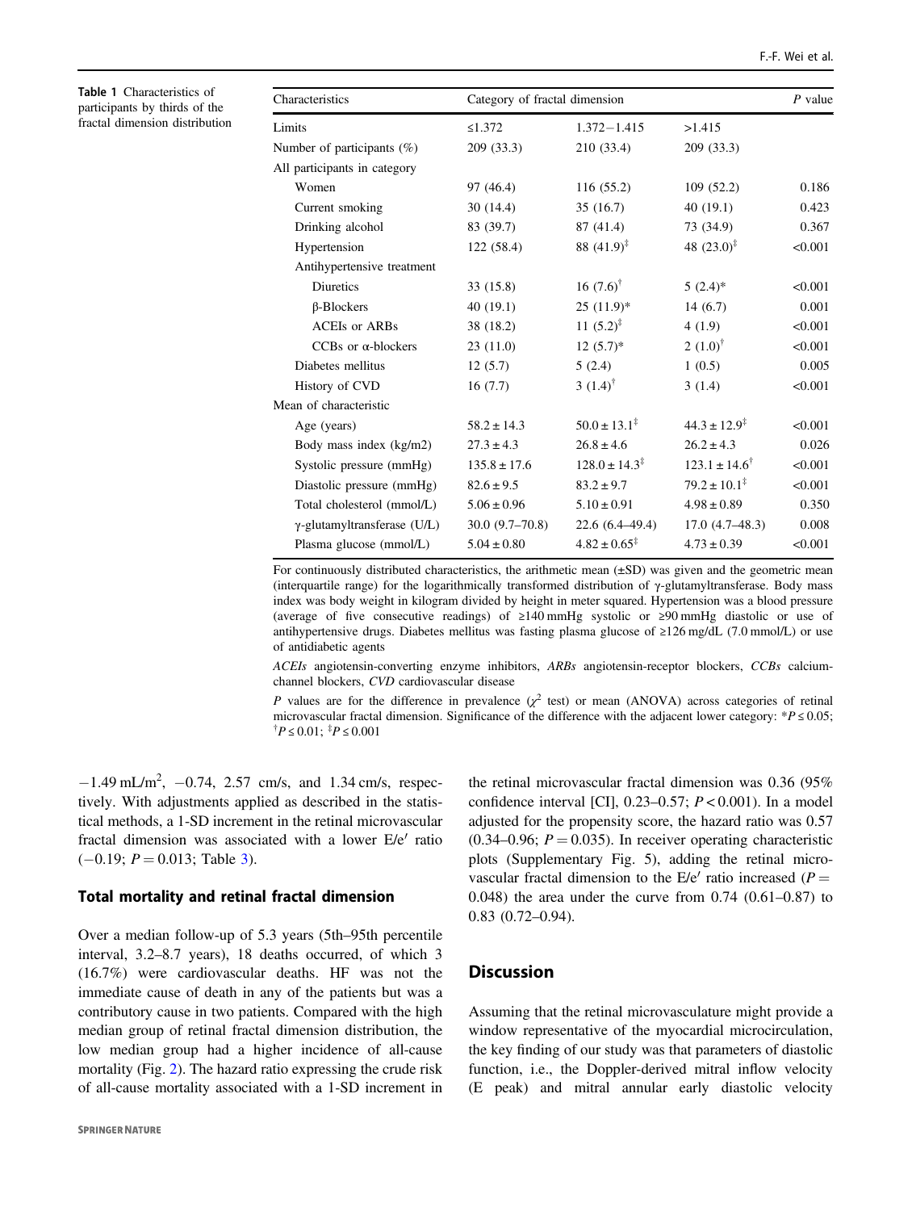**Table 1** Characteristics of participants by thirds of the fractal dimension distribution

| Characteristics | Category of fractal dimension | | | *P* value |
|---|---|---|---|---|
| Limits | ≤1.372 | 1.372−1.415 | >1.415 | |
| Number of participants (%) | 209 (33.3) | 210 (33.4) | 209 (33.3) | |
| All participants in category | | | | |
| Women | 97 (46.4) | 116 (55.2) | 109 (52.2) | 0.186 |
| Current smoking | 30 (14.4) | 35 (16.7) | 40 (19.1) | 0.423 |
| Drinking alcohol | 83 (39.7) | 87 (41.4) | 73 (34.9) | 0.367 |
| Hypertension | 122 (58.4) | 88 (41.9)‡ | 48 (23.0)‡ | <0.001 |
| Antihypertensive treatment | | | | |
| Diuretics | 33 (15.8) | 16 (7.6)† | 5 (2.4)* | <0.001 |
| β-Blockers | 40 (19.1) | 25 (11.9)* | 14 (6.7) | 0.001 |
| ACEIs or ARBs | 38 (18.2) | 11 (5.2)‡ | 4 (1.9) | <0.001 |
| CCBs or α-blockers | 23 (11.0) | 12 (5.7)* | 2 (1.0)† | <0.001 |
| Diabetes mellitus | 12 (5.7) | 5 (2.4) | 1 (0.5) | 0.005 |
| History of CVD | 16 (7.7) | 3 (1.4)† | 3 (1.4) | <0.001 |
| Mean of characteristic | | | | |
| Age (years) | 58.2 ± 14.3 | 50.0 ± 13.1‡ | 44.3 ± 12.9‡ | <0.001 |
| Body mass index (kg/m2) | 27.3 ± 4.3 | 26.8 ± 4.6 | 26.2 ± 4.3 | 0.026 |
| Systolic pressure (mmHg) | 135.8 ± 17.6 | 128.0 ± 14.3‡ | 123.1 ± 14.6† | <0.001 |
| Diastolic pressure (mmHg) | 82.6 ± 9.5 | 83.2 ± 9.7 | 79.2 ± 10.1‡ | <0.001 |
| Total cholesterol (mmol/L) | 5.06 ± 0.96 | 5.10 ± 0.91 | 4.98 ± 0.89 | 0.350 |
| γ-glutamyltransferase (U/L) | 30.0 (9.7–70.8) | 22.6 (6.4–49.4) | 17.0 (4.7–48.3) | 0.008 |
| Plasma glucose (mmol/L) | 5.04 ± 0.80 | 4.82 ± 0.65‡ | 4.73 ± 0.39 | <0.001 |

For continuously distributed characteristics, the arithmetic mean (±SD) was given and the geometric mean (interquartile range) for the logarithmically transformed distribution of γ-glutamyltransferase. Body mass index was body weight in kilogram divided by height in meter squared. Hypertension was a blood pressure (average of five consecutive readings) of ≥140 mmHg systolic or ≥90 mmHg diastolic or use of antihypertensive drugs. Diabetes mellitus was fasting plasma glucose of ≥126 mg/dL (7.0 mmol/L) or use of antidiabetic agents

*ACEIs* angiotensin-converting enzyme inhibitors, *ARBs* angiotensin-receptor blockers, *CCBs* calcium-channel blockers, *CVD* cardiovascular disease

*P* values are for the difference in prevalence ($\chi^2$ test) or mean (ANOVA) across categories of retinal microvascular fractal dimension. Significance of the difference with the adjacent lower category: *$P \leq 0.05$; †$P \leq 0.01$; ‡$P \leq 0.001$

−1.49 mL/m$^2$, −0.74, 2.57 cm/s, and 1.34 cm/s, respectively. With adjustments applied as described in the statistical methods, a 1-SD increment in the retinal microvascular fractal dimension was associated with a lower E/e′ ratio (−0.19; $P = 0.013$; Table 3).

## Total mortality and retinal fractal dimension

Over a median follow-up of 5.3 years (5th–95th percentile interval, 3.2–8.7 years), 18 deaths occurred, of which 3 (16.7%) were cardiovascular deaths. HF was not the immediate cause of death in any of the patients but was a contributory cause in two patients. Compared with the high median group of retinal fractal dimension distribution, the low median group had a higher incidence of all-cause mortality (Fig. 2). The hazard ratio expressing the crude risk of all-cause mortality associated with a 1-SD increment in the retinal microvascular fractal dimension was 0.36 (95% confidence interval [CI], 0.23–0.57; $P < 0.001$). In a model adjusted for the propensity score, the hazard ratio was 0.57 (0.34–0.96; $P = 0.035$). In receiver operating characteristic plots (Supplementary Fig. 5), adding the retinal microvascular fractal dimension to the E/e′ ratio increased ($P = 0.048$) the area under the curve from 0.74 (0.61–0.87) to 0.83 (0.72–0.94).

# Discussion

Assuming that the retinal microvasculature might provide a window representative of the myocardial microcirculation, the key finding of our study was that parameters of diastolic function, i.e., the Doppler-derived mitral inflow velocity (E peak) and mitral annular early diastolic velocity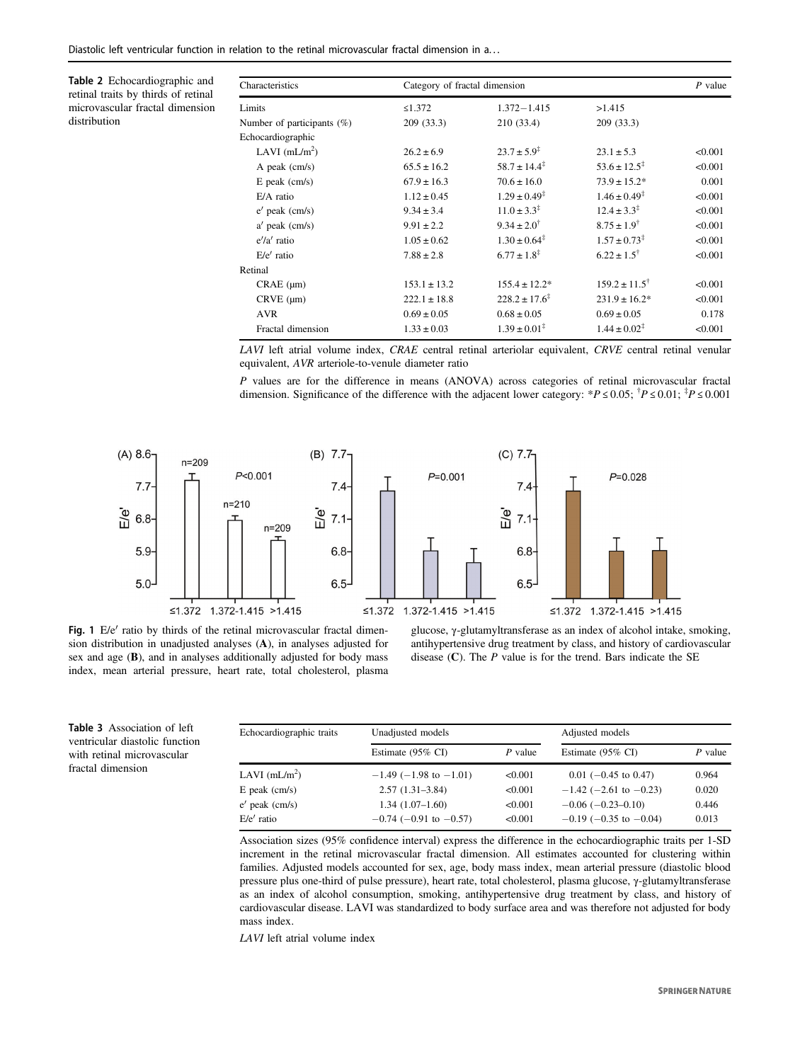**Table 2** Echocardiographic and retinal traits by thirds of retinal microvascular fractal dimension distribution

| Characteristics | Category of fractal dimension | | | P value |
|---|---|---|---|---|
| Limits | ≤1.372 | 1.372−1.415 | >1.415 | |
| Number of participants (%) | 209 (33.3) | 210 (33.4) | 209 (33.3) | |
| Echocardiographic | | | | |
| LAVI (mL/m$^2$) | 26.2 ± 6.9 | 23.7 ± 5.9[‡] | 23.1 ± 5.3 | <0.001 |
| A peak (cm/s) | 65.5 ± 16.2 | 58.7 ± 14.4[‡] | 53.6 ± 12.5[‡] | <0.001 |
| E peak (cm/s) | 67.9 ± 16.3 | 70.6 ± 16.0 | 73.9 ± 15.2* | 0.001 |
| E/A ratio | 1.12 ± 0.45 | 1.29 ± 0.49[‡] | 1.46 ± 0.49[‡] | <0.001 |
| e′ peak (cm/s) | 9.34 ± 3.4 | 11.0 ± 3.3[‡] | 12.4 ± 3.3[‡] | <0.001 |
| a′ peak (cm/s) | 9.91 ± 2.2 | 9.34 ± 2.0[†] | 8.75 ± 1.9[†] | <0.001 |
| e′/a′ ratio | 1.05 ± 0.62 | 1.30 ± 0.64[‡] | 1.57 ± 0.73[‡] | <0.001 |
| E/e′ ratio | 7.88 ± 2.8 | 6.77 ± 1.8[‡] | 6.22 ± 1.5[†] | <0.001 |
| Retinal | | | | |
| CRAE (μm) | 153.1 ± 13.2 | 155.4 ± 12.2* | 159.2 ± 11.5[†] | <0.001 |
| CRVE (μm) | 222.1 ± 18.8 | 228.2 ± 17.6[‡] | 231.9 ± 16.2* | <0.001 |
| AVR | 0.69 ± 0.05 | 0.68 ± 0.05 | 0.69 ± 0.05 | 0.178 |
| Fractal dimension | 1.33 ± 0.03 | 1.39 ± 0.01[‡] | 1.44 ± 0.02[‡] | <0.001 |

*LAVI* left atrial volume index, *CRAE* central retinal arteriolar equivalent, *CRVE* central retinal venular equivalent, *AVR* arteriole-to-venule diameter ratio

*P* values are for the difference in means (ANOVA) across categories of retinal microvascular fractal dimension. Significance of the difference with the adjacent lower category: *$P \leq 0.05$; [†]$P \leq 0.01$; [‡]$P \leq 0.001$

**Fig. 1** E/e′ ratio by thirds of the retinal microvascular fractal dimension distribution in unadjusted analyses (**A**), in analyses adjusted for sex and age (**B**), and in analyses additionally adjusted for body mass index, mean arterial pressure, heart rate, total cholesterol, plasma glucose, γ-glutamyltransferase as an index of alcohol intake, smoking, antihypertensive drug treatment by class, and history of cardiovascular disease (**C**). The *P* value is for the trend. Bars indicate the SE

**Table 3** Association of left ventricular diastolic function with retinal microvascular fractal dimension

| Echocardiographic traits | Unadjusted models | | Adjusted models | |
|---|---|---|---|---|
| | Estimate (95% CI) | P value | Estimate (95% CI) | P value |
| LAVI (mL/m$^2$) | −1.49 (−1.98 to −1.01) | <0.001 | 0.01 (−0.45 to 0.47) | 0.964 |
| E peak (cm/s) | 2.57 (1.31–3.84) | <0.001 | −1.42 (−2.61 to −0.23) | 0.020 |
| e′ peak (cm/s) | 1.34 (1.07–1.60) | <0.001 | −0.06 (−0.23–0.10) | 0.446 |
| E/e′ ratio | −0.74 (−0.91 to −0.57) | <0.001 | −0.19 (−0.35 to −0.04) | 0.013 |

Association sizes (95% confidence interval) express the difference in the echocardiographic traits per 1-SD increment in the retinal microvascular fractal dimension. All estimates accounted for clustering within families. Adjusted models accounted for sex, age, body mass index, mean arterial pressure (diastolic blood pressure plus one-third of pulse pressure), heart rate, total cholesterol, plasma glucose, γ-glutamyltransferase as an index of alcohol consumption, smoking, antihypertensive drug treatment by class, and history of cardiovascular disease. LAVI was standardized to body surface area and was therefore not adjusted for body mass index.

*LAVI* left atrial volume index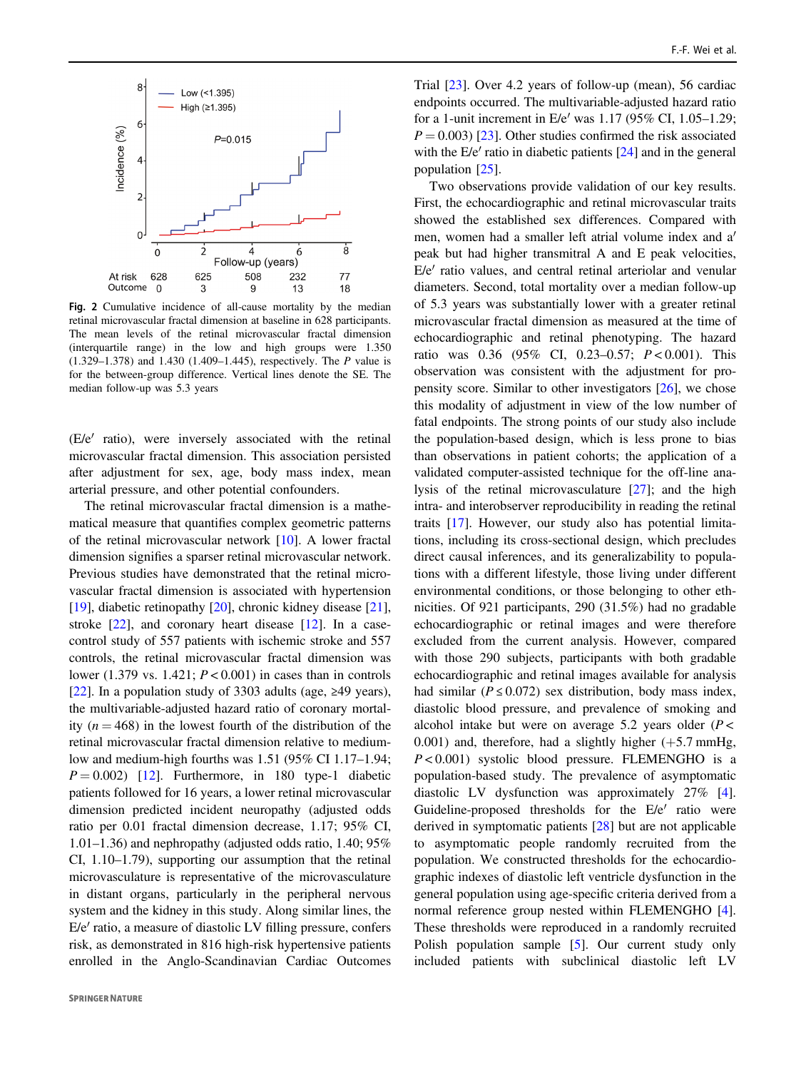Fig. 2 Cumulative incidence of all-cause mortality by the median retinal microvascular fractal dimension at baseline in 628 participants. The mean levels of the retinal microvascular fractal dimension (interquartile range) in the low and high groups were 1.350 (1.329–1.378) and 1.430 (1.409–1.445), respectively. The $P$ value is for the between-group difference. Vertical lines denote the SE. The median follow-up was 5.3 years

(E/e′ ratio), were inversely associated with the retinal microvascular fractal dimension. This association persisted after adjustment for sex, age, body mass index, mean arterial pressure, and other potential confounders.

The retinal microvascular fractal dimension is a mathematical measure that quantifies complex geometric patterns of the retinal microvascular network [10]. A lower fractal dimension signifies a sparser retinal microvascular network. Previous studies have demonstrated that the retinal microvascular fractal dimension is associated with hypertension [19], diabetic retinopathy [20], chronic kidney disease [21], stroke [22], and coronary heart disease [12]. In a case-control study of 557 patients with ischemic stroke and 557 controls, the retinal microvascular fractal dimension was lower (1.379 vs. 1.421; $P < 0.001$) in cases than in controls [22]. In a population study of 3303 adults (age, ≥49 years), the multivariable-adjusted hazard ratio of coronary mortality ($n = 468$) in the lowest fourth of the distribution of the retinal microvascular fractal dimension relative to medium-low and medium-high fourths was 1.51 (95% CI 1.17–1.94; $P = 0.002$) [12]. Furthermore, in 180 type-1 diabetic patients followed for 16 years, a lower retinal microvascular dimension predicted incident neuropathy (adjusted odds ratio per 0.01 fractal dimension decrease, 1.17; 95% CI, 1.01–1.36) and nephropathy (adjusted odds ratio, 1.40; 95% CI, 1.10–1.79), supporting our assumption that the retinal microvasculature is representative of the microvasculature in distant organs, particularly in the peripheral nervous system and the kidney in this study. Along similar lines, the E/e′ ratio, a measure of diastolic LV filling pressure, confers risk, as demonstrated in 816 high-risk hypertensive patients enrolled in the Anglo-Scandinavian Cardiac Outcomes Trial [23]. Over 4.2 years of follow-up (mean), 56 cardiac endpoints occurred. The multivariable-adjusted hazard ratio for a 1-unit increment in E/e′ was 1.17 (95% CI, 1.05–1.29; $P = 0.003$) [23]. Other studies confirmed the risk associated with the E/e′ ratio in diabetic patients [24] and in the general population [25].

Two observations provide validation of our key results. First, the echocardiographic and retinal microvascular traits showed the established sex differences. Compared with men, women had a smaller left atrial volume index and a′ peak but had higher transmitral A and E peak velocities, E/e′ ratio values, and central retinal arteriolar and venular diameters. Second, total mortality over a median follow-up of 5.3 years was substantially lower with a greater retinal microvascular fractal dimension as measured at the time of echocardiographic and retinal phenotyping. The hazard ratio was 0.36 (95% CI, 0.23–0.57; $P < 0.001$). This observation was consistent with the adjustment for propensity score. Similar to other investigators [26], we chose this modality of adjustment in view of the low number of fatal endpoints. The strong points of our study also include the population-based design, which is less prone to bias than observations in patient cohorts; the application of a validated computer-assisted technique for the off-line analysis of the retinal microvasculature [27]; and the high intra- and interobserver reproducibility in reading the retinal traits [17]. However, our study also has potential limitations, including its cross-sectional design, which precludes direct causal inferences, and its generalizability to populations with a different lifestyle, those living under different environmental conditions, or those belonging to other ethnicities. Of 921 participants, 290 (31.5%) had no gradable echocardiographic or retinal images and were therefore excluded from the current analysis. However, compared with those 290 subjects, participants with both gradable echocardiographic and retinal images available for analysis had similar ($P \leq 0.072$) sex distribution, body mass index, diastolic blood pressure, and prevalence of smoking and alcohol intake but were on average 5.2 years older ($P < 0.001$) and, therefore, had a slightly higher (+5.7 mmHg, $P < 0.001$) systolic blood pressure. FLEMENGHO is a population-based study. The prevalence of asymptomatic diastolic LV dysfunction was approximately 27% [4]. Guideline-proposed thresholds for the E/e′ ratio were derived in symptomatic patients [28] but are not applicable to asymptomatic people randomly recruited from the population. We constructed thresholds for the echocardiographic indexes of diastolic left ventricle dysfunction in the general population using age-specific criteria derived from a normal reference group nested within FLEMENGHO [4]. These thresholds were reproduced in a randomly recruited Polish population sample [5]. Our current study only included patients with subclinical diastolic left LV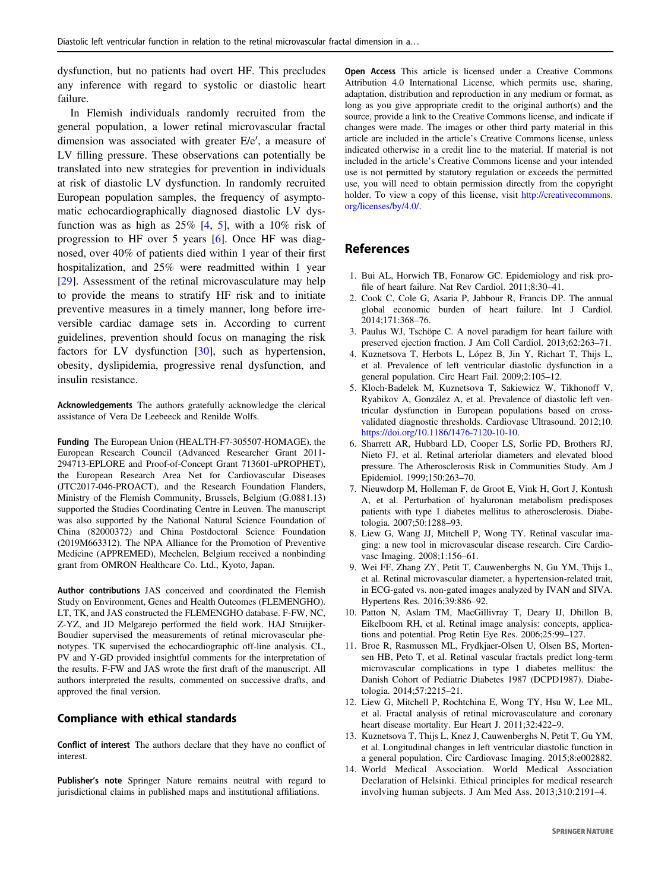dysfunction, but no patients had overt HF. This precludes any inference with regard to systolic or diastolic heart failure.

In Flemish individuals randomly recruited from the general population, a lower retinal microvascular fractal dimension was associated with greater E/e′, a measure of LV filling pressure. These observations can potentially be translated into new strategies for prevention in individuals at risk of diastolic LV dysfunction. In randomly recruited European population samples, the frequency of asymptomatic echocardiographically diagnosed diastolic LV dysfunction was as high as 25% [4, 5], with a 10% risk of progression to HF over 5 years [6]. Once HF was diagnosed, over 40% of patients died within 1 year of their first hospitalization, and 25% were readmitted within 1 year [29]. Assessment of the retinal microvasculature may help to provide the means to stratify HF risk and to initiate preventive measures in a timely manner, long before irreversible cardiac damage sets in. According to current guidelines, prevention should focus on managing the risk factors for LV dysfunction [30], such as hypertension, obesity, dyslipidemia, progressive renal dysfunction, and insulin resistance.

**Acknowledgements** The authors gratefully acknowledge the clerical assistance of Vera De Leebeeck and Renilde Wolfs.

**Funding** The European Union (HEALTH-F7-305507-HOMAGE), the European Research Council (Advanced Researcher Grant 2011-294713-EPLORE and Proof-of-Concept Grant 713601-uPROPHET), the European Research Area Net for Cardiovascular Diseases (JTC2017-046-PROACT), and the Research Foundation Flanders, Ministry of the Flemish Community, Brussels, Belgium (G.0881.13) supported the Studies Coordinating Centre in Leuven. The manuscript was also supported by the National Natural Science Foundation of China (82000372) and China Postdoctoral Science Foundation (2019M663312). The NPA Alliance for the Promotion of Preventive Medicine (APPREMED), Mechelen, Belgium received a nonbinding grant from OMRON Healthcare Co. Ltd., Kyoto, Japan.

**Author contributions** JAS conceived and coordinated the Flemish Study on Environment, Genes and Health Outcomes (FLEMENGHO). LT, TK, and JAS constructed the FLEMENGHO database. F-FW, NC, Z-YZ, and JD Melgarejo performed the field work. HAJ Struijker-Boudier supervised the measurements of retinal microvascular phenotypes. TK supervised the echocardiographic off-line analysis. CL, PV and Y-GD provided insightful comments for the interpretation of the results. F-FW and JAS wrote the first draft of the manuscript. All authors interpreted the results, commented on successive drafts, and approved the final version.

## Compliance with ethical standards

**Conflict of interest** The authors declare that they have no conflict of interest.

**Publisher's note** Springer Nature remains neutral with regard to jurisdictional claims in published maps and institutional affiliations.

**Open Access** This article is licensed under a Creative Commons Attribution 4.0 International License, which permits use, sharing, adaptation, distribution and reproduction in any medium or format, as long as you give appropriate credit to the original author(s) and the source, provide a link to the Creative Commons license, and indicate if changes were made. The images or other third party material in this article are included in the article's Creative Commons license, unless indicated otherwise in a credit line to the material. If material is not included in the article's Creative Commons license and your intended use is not permitted by statutory regulation or exceeds the permitted use, you will need to obtain permission directly from the copyright holder. To view a copy of this license, visit http://creativecommons.org/licenses/by/4.0/.

## References

1. Bui AL, Horwich TB, Fonarow GC. Epidemiology and risk profile of heart failure. Nat Rev Cardiol. 2011;8:30–41.
2. Cook C, Cole G, Asaria P, Jabbour R, Francis DP. The annual global economic burden of heart failure. Int J Cardiol. 2014;171:368–76.
3. Paulus WJ, Tschöpe C. A novel paradigm for heart failure with preserved ejection fraction. J Am Coll Cardiol. 2013;62:263–71.
4. Kuznetsova T, Herbots L, López B, Jin Y, Richart T, Thijs L, et al. Prevalence of left ventricular diastolic dysfunction in a general population. Circ Heart Fail. 2009;2:105–12.
5. Kloch-Badelek M, Kuznetsova T, Sakiewicz W, Tikhonoff V, Ryabikov A, González A, et al. Prevalence of diastolic left ventricular dysfunction in European populations based on cross-validated diagnostic thresholds. Cardiovasc Ultrasound. 2012;10. https://doi.org/10.1186/1476-7120-10-10.
6. Sharrett AR, Hubbard LD, Cooper LS, Sorlie PD, Brothers RJ, Nieto FJ, et al. Retinal arteriolar diameters and elevated blood pressure. The Atherosclerosis Risk in Communities Study. Am J Epidemiol. 1999;150:263–70.
7. Nieuwdorp M, Holleman F, de Groot E, Vink H, Gort J, Kontush A, et al. Perturbation of hyaluronan metabolism predisposes patients with type 1 diabetes mellitus to atherosclerosis. Diabetologia. 2007;50:1288–93.
8. Liew G, Wang JJ, Mitchell P, Wong TY. Retinal vascular imaging: a new tool in microvascular disease research. Circ Cardiovasc Imaging. 2008;1:156–61.
9. Wei FF, Zhang ZY, Petit T, Cauwenberghs N, Gu YM, Thijs L, et al. Retinal microvascular diameter, a hypertension-related trait, in ECG-gated vs. non-gated images analyzed by IVAN and SIVA. Hypertens Res. 2016;39:886–92.
10. Patton N, Aslam TM, MacGillivray T, Deary IJ, Dhillon B, Eikelboom RH, et al. Retinal image analysis: concepts, applications and potential. Prog Retin Eye Res. 2006;25:99–127.
11. Broe R, Rasmussen ML, Frydkjaer-Olsen U, Olsen BS, Mortensen HB, Peto T, et al. Retinal vascular fractals predict long-term microvascular complications in type 1 diabetes mellitus: the Danish Cohort of Pediatric Diabetes 1987 (DCPD1987). Diabetologia. 2014;57:2215–21.
12. Liew G, Mitchell P, Rochtchina E, Wong TY, Hsu W, Lee ML, et al. Fractal analysis of retinal microvasculature and coronary heart disease mortality. Eur Heart J. 2011;32:422–9.
13. Kuznetsova T, Thijs L, Knez J, Cauwenberghs N, Petit T, Gu YM, et al. Longitudinal changes in left ventricular diastolic function in a general population. Circ Cardiovasc Imaging. 2015;8:e002882.
14. World Medical Association. World Medical Association Declaration of Helsinki. Ethical principles for medical research involving human subjects. J Am Med Ass. 2013;310:2191–4.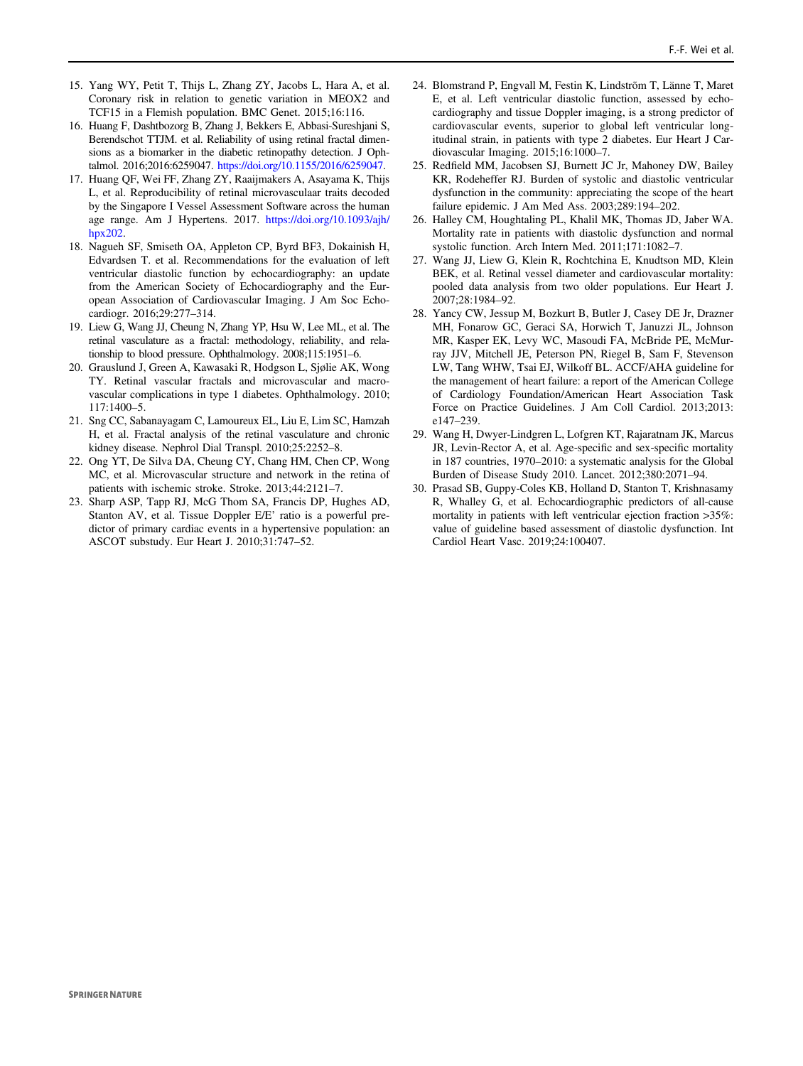15. Yang WY, Petit T, Thijs L, Zhang ZY, Jacobs L, Hara A, et al. Coronary risk in relation to genetic variation in MEOX2 and TCF15 in a Flemish population. BMC Genet. 2015;16:116.
16. Huang F, Dashtbozorg B, Zhang J, Bekkers E, Abbasi-Sureshjani S, Berendschot TTJM. et al. Reliability of using retinal fractal dimensions as a biomarker in the diabetic retinopathy detection. J Ophtalmol. 2016;2016:6259047. https://doi.org/10.1155/2016/6259047.
17. Huang QF, Wei FF, Zhang ZY, Raaijmakers A, Asayama K, Thijs L, et al. Reproducibility of retinal microvasculaar traits decoded by the Singapore I Vessel Assessment Software across the human age range. Am J Hypertens. 2017. https://doi.org/10.1093/ajh/hpx202.
18. Nagueh SF, Smiseth OA, Appleton CP, Byrd BF3, Dokainish H, Edvardsen T. et al. Recommendations for the evaluation of left ventricular diastolic function by echocardiography: an update from the American Society of Echocardiography and the European Association of Cardiovascular Imaging. J Am Soc Echocardiogr. 2016;29:277–314.
19. Liew G, Wang JJ, Cheung N, Zhang YP, Hsu W, Lee ML, et al. The retinal vasculature as a fractal: methodology, reliability, and relationship to blood pressure. Ophthalmology. 2008;115:1951–6.
20. Grauslund J, Green A, Kawasaki R, Hodgson L, Sjølie AK, Wong TY. Retinal vascular fractals and microvascular and macrovascular complications in type 1 diabetes. Ophthalmology. 2010; 117:1400–5.
21. Sng CC, Sabanayagam C, Lamoureux EL, Liu E, Lim SC, Hamzah H, et al. Fractal analysis of the retinal vasculature and chronic kidney disease. Nephrol Dial Transpl. 2010;25:2252–8.
22. Ong YT, De Silva DA, Cheung CY, Chang HM, Chen CP, Wong MC, et al. Microvascular structure and network in the retina of patients with ischemic stroke. Stroke. 2013;44:2121–7.
23. Sharp ASP, Tapp RJ, McG Thom SA, Francis DP, Hughes AD, Stanton AV, et al. Tissue Doppler E/E' ratio is a powerful predictor of primary cardiac events in a hypertensive population: an ASCOT substudy. Eur Heart J. 2010;31:747–52.
24. Blomstrand P, Engvall M, Festin K, Lindström T, Länne T, Maret E, et al. Left ventricular diastolic function, assessed by echocardiography and tissue Doppler imaging, is a strong predictor of cardiovascular events, superior to global left ventricular longitudinal strain, in patients with type 2 diabetes. Eur Heart J Cardiovascular Imaging. 2015;16:1000–7.
25. Redfield MM, Jacobsen SJ, Burnett JC Jr, Mahoney DW, Bailey KR, Rodeheffer RJ. Burden of systolic and diastolic ventricular dysfunction in the community: appreciating the scope of the heart failure epidemic. J Am Med Ass. 2003;289:194–202.
26. Halley CM, Houghtaling PL, Khalil MK, Thomas JD, Jaber WA. Mortality rate in patients with diastolic dysfunction and normal systolic function. Arch Intern Med. 2011;171:1082–7.
27. Wang JJ, Liew G, Klein R, Rochtchina E, Knudtson MD, Klein BEK, et al. Retinal vessel diameter and cardiovascular mortality: pooled data analysis from two older populations. Eur Heart J. 2007;28:1984–92.
28. Yancy CW, Jessup M, Bozkurt B, Butler J, Casey DE Jr, Drazner MH, Fonarow GC, Geraci SA, Horwich T, Januzzi JL, Johnson MR, Kasper EK, Levy WC, Masoudi FA, McBride PE, McMurray JJV, Mitchell JE, Peterson PN, Riegel B, Sam F, Stevenson LW, Tang WHW, Tsai EJ, Wilkoff BL. ACCF/AHA guideline for the management of heart failure: a report of the American College of Cardiology Foundation/American Heart Association Task Force on Practice Guidelines. J Am Coll Cardiol. 2013;2013: e147–239.
29. Wang H, Dwyer-Lindgren L, Lofgren KT, Rajaratnam JK, Marcus JR, Levin-Rector A, et al. Age-specific and sex-specific mortality in 187 countries, 1970–2010: a systematic analysis for the Global Burden of Disease Study 2010. Lancet. 2012;380:2071–94.
30. Prasad SB, Guppy-Coles KB, Holland D, Stanton T, Krishnasamy R, Whalley G, et al. Echocardiographic predictors of all-cause mortality in patients with left ventricular ejection fraction >35%: value of guideline based assessment of diastolic dysfunction. Int Cardiol Heart Vasc. 2019;24:100407.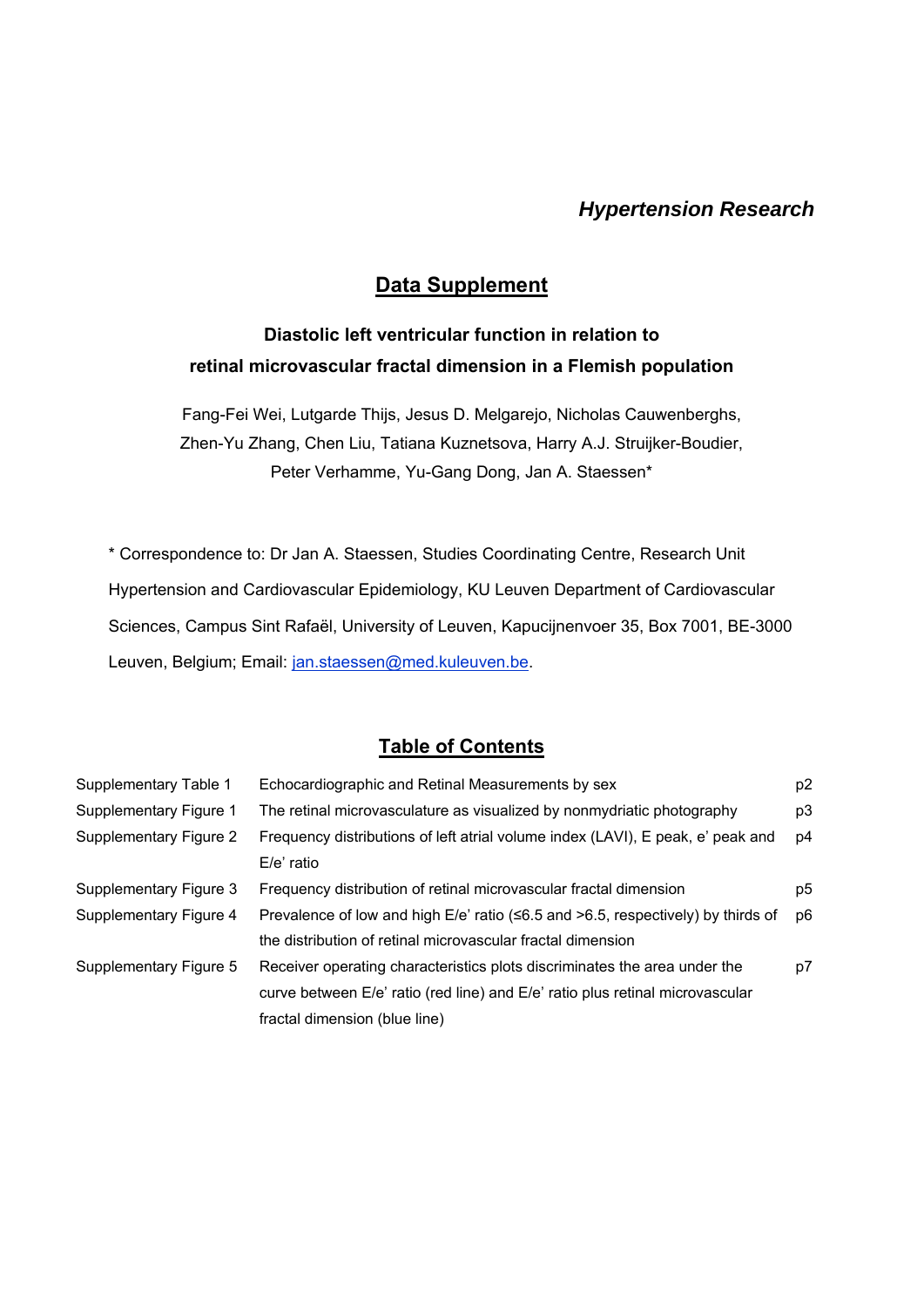*Hypertension Research*

## Data Supplement

### Diastolic left ventricular function in relation to retinal microvascular fractal dimension in a Flemish population

Fang-Fei Wei, Lutgarde Thijs, Jesus D. Melgarejo, Nicholas Cauwenberghs, Zhen-Yu Zhang, Chen Liu, Tatiana Kuznetsova, Harry A.J. Struijker-Boudier, Peter Verhamme, Yu-Gang Dong, Jan A. Staessen*

* Correspondence to: Dr Jan A. Staessen, Studies Coordinating Centre, Research Unit Hypertension and Cardiovascular Epidemiology, KU Leuven Department of Cardiovascular Sciences, Campus Sint Rafaël, University of Leuven, Kapucijnenvoer 35, Box 7001, BE-3000 Leuven, Belgium; Email: jan.staessen@med.kuleuven.be.

## Table of Contents

| | | |
|---|---|---|
| Supplementary Table 1 | Echocardiographic and Retinal Measurements by sex | p2 |
| Supplementary Figure 1 | The retinal microvasculature as visualized by nonmydriatic photography | p3 |
| Supplementary Figure 2 | Frequency distributions of left atrial volume index (LAVI), E peak, e' peak and E/e' ratio | p4 |
| Supplementary Figure 3 | Frequency distribution of retinal microvascular fractal dimension | p5 |
| Supplementary Figure 4 | Prevalence of low and high E/e' ratio (≤6.5 and >6.5, respectively) by thirds of the distribution of retinal microvascular fractal dimension | p6 |
| Supplementary Figure 5 | Receiver operating characteristics plots discriminates the area under the curve between E/e' ratio (red line) and E/e' ratio plus retinal microvascular fractal dimension (blue line) | p7 |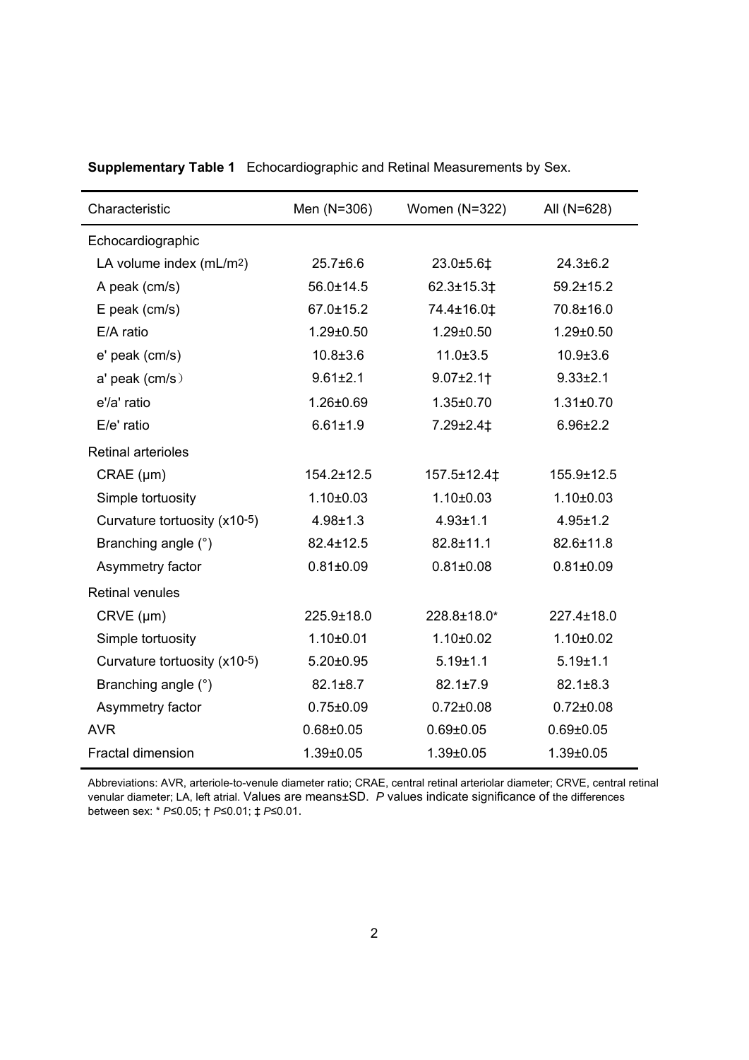**Supplementary Table 1** Echocardiographic and Retinal Measurements by Sex.

| Characteristic | Men (N=306) | Women (N=322) | All (N=628) |
|---|---|---|---|
| Echocardiographic | | | |
| LA volume index (mL/m$^2$) | 25.7±6.6 | 23.0±5.6‡ | 24.3±6.2 |
| A peak (cm/s) | 56.0±14.5 | 62.3±15.3‡ | 59.2±15.2 |
| E peak (cm/s) | 67.0±15.2 | 74.4±16.0‡ | 70.8±16.0 |
| E/A ratio | 1.29±0.50 | 1.29±0.50 | 1.29±0.50 |
| e' peak (cm/s) | 10.8±3.6 | 11.0±3.5 | 10.9±3.6 |
| a' peak (cm/s) | 9.61±2.1 | 9.07±2.1† | 9.33±2.1 |
| e'/a' ratio | 1.26±0.69 | 1.35±0.70 | 1.31±0.70 |
| E/e' ratio | 6.61±1.9 | 7.29±2.4‡ | 6.96±2.2 |
| Retinal arterioles | | | |
| CRAE (μm) | 154.2±12.5 | 157.5±12.4‡ | 155.9±12.5 |
| Simple tortuosity | 1.10±0.03 | 1.10±0.03 | 1.10±0.03 |
| Curvature tortuosity (x10$^{-5}$) | 4.98±1.3 | 4.93±1.1 | 4.95±1.2 |
| Branching angle (°) | 82.4±12.5 | 82.8±11.1 | 82.6±11.8 |
| Asymmetry factor | 0.81±0.09 | 0.81±0.08 | 0.81±0.09 |
| Retinal venules | | | |
| CRVE (μm) | 225.9±18.0 | 228.8±18.0* | 227.4±18.0 |
| Simple tortuosity | 1.10±0.01 | 1.10±0.02 | 1.10±0.02 |
| Curvature tortuosity (x10$^{-5}$) | 5.20±0.95 | 5.19±1.1 | 5.19±1.1 |
| Branching angle (°) | 82.1±8.7 | 82.1±7.9 | 82.1±8.3 |
| Asymmetry factor | 0.75±0.09 | 0.72±0.08 | 0.72±0.08 |
| AVR | 0.68±0.05 | 0.69±0.05 | 0.69±0.05 |
| Fractal dimension | 1.39±0.05 | 1.39±0.05 | 1.39±0.05 |

Abbreviations: AVR, arteriole-to-venule diameter ratio; CRAE, central retinal arteriolar diameter; CRVE, central retinal venular diameter; LA, left atrial. Values are means±SD. *P* values indicate significance of the differences between sex: * $P≤0.05$; † $P≤0.01$; ‡ $P≤0.01$.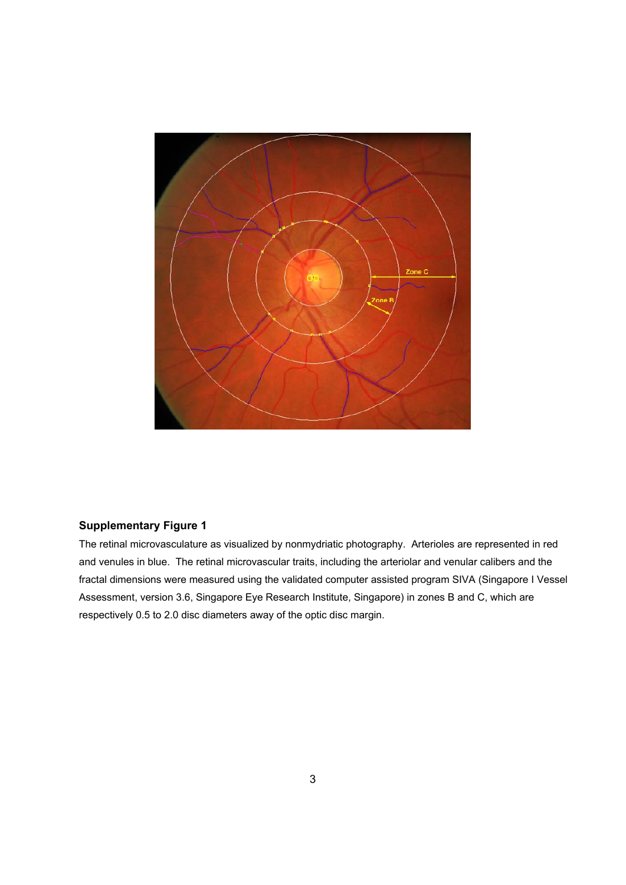**Supplementary Figure 1**

The retinal microvasculature as visualized by nonmydriatic photography. Arterioles are represented in red and venules in blue. The retinal microvascular traits, including the arteriolar and venular calibers and the fractal dimensions were measured using the validated computer assisted program SIVA (Singapore I Vessel Assessment, version 3.6, Singapore Eye Research Institute, Singapore) in zones B and C, which are respectively 0.5 to 2.0 disc diameters away of the optic disc margin.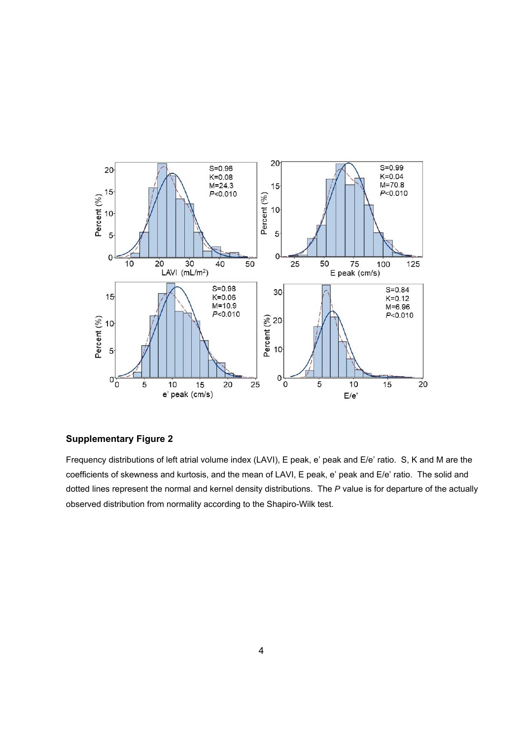### Supplementary Figure 2

Frequency distributions of left atrial volume index (LAVI), E peak, e' peak and E/e' ratio. S, K and M are the coefficients of skewness and kurtosis, and the mean of LAVI, E peak, e' peak and E/e' ratio. The solid and dotted lines represent the normal and kernel density distributions. The *P* value is for departure of the actually observed distribution from normality according to the Shapiro-Wilk test.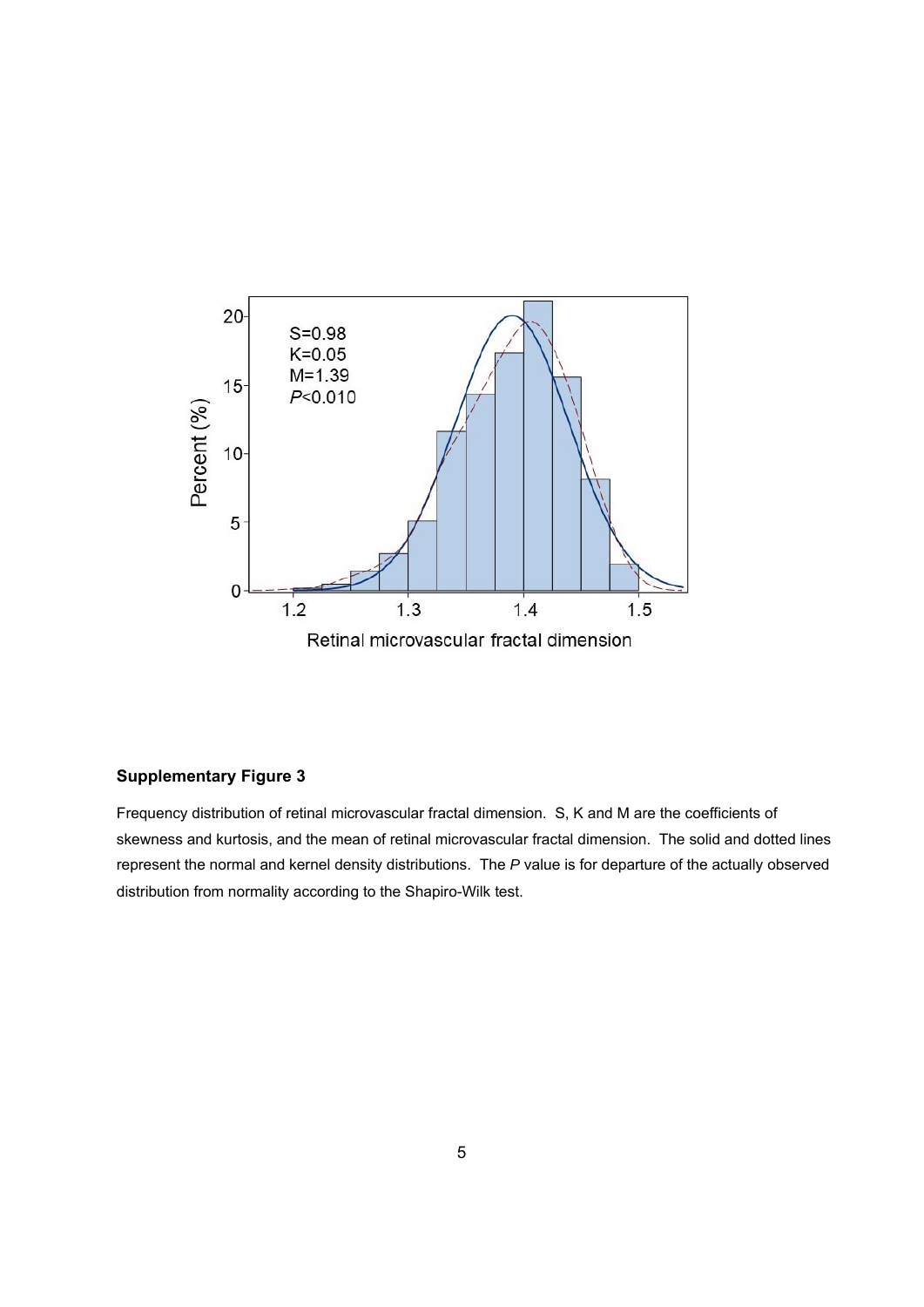**Supplementary Figure 3**

Frequency distribution of retinal microvascular fractal dimension. S, K and M are the coefficients of skewness and kurtosis, and the mean of retinal microvascular fractal dimension. The solid and dotted lines represent the normal and kernel density distributions. The *P* value is for departure of the actually observed distribution from normality according to the Shapiro-Wilk test.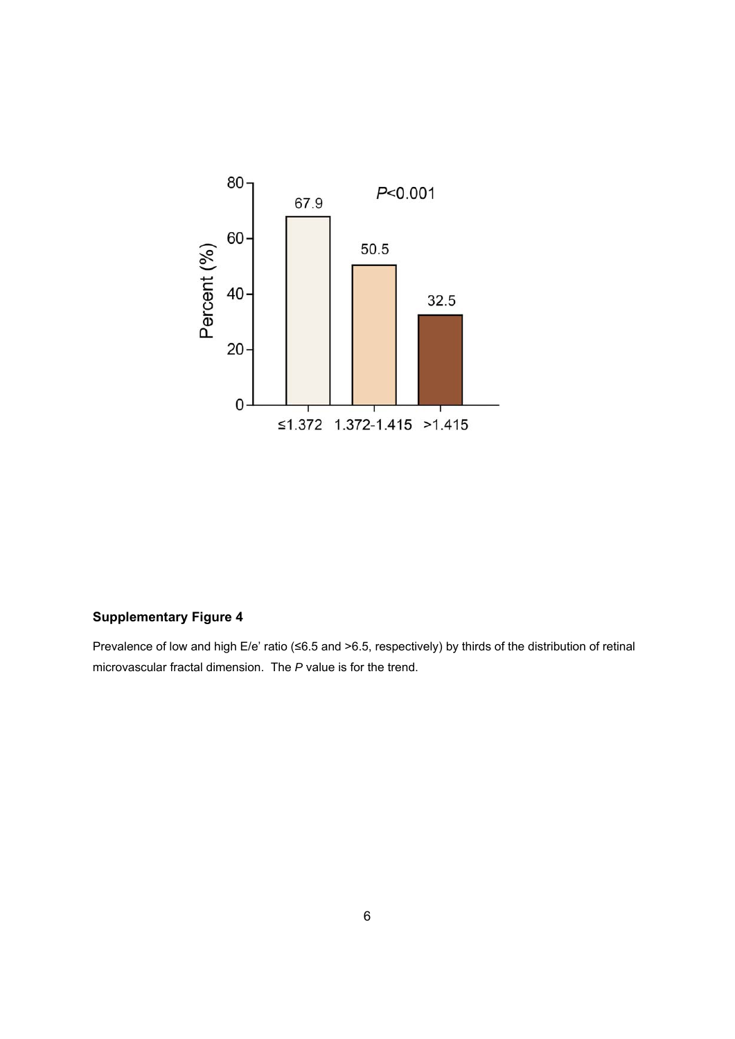**Supplementary Figure 4**

Prevalence of low and high E/e' ratio (≤6.5 and >6.5, respectively) by thirds of the distribution of retinal microvascular fractal dimension. The *P* value is for the trend.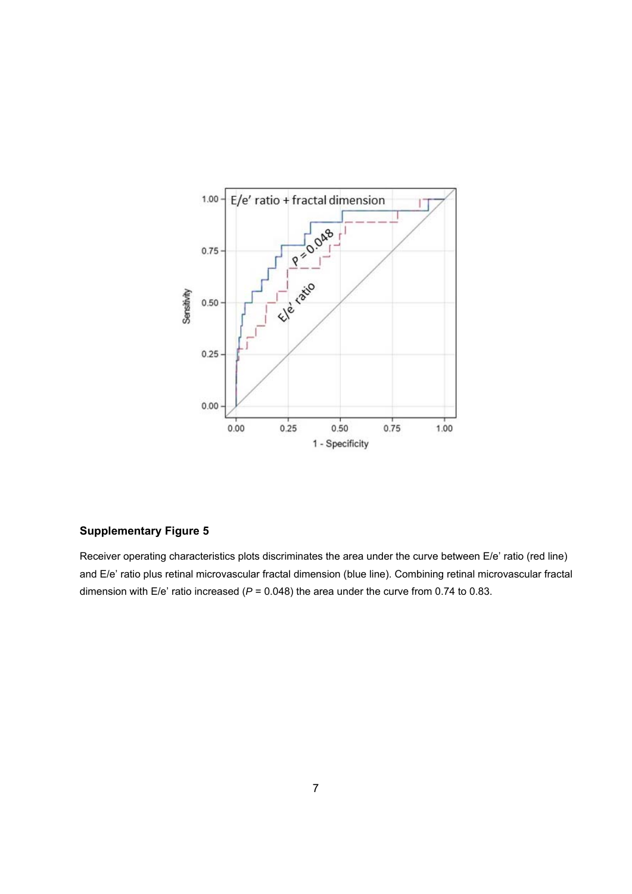E/e' ratio + fractal dimension

P = 0.048

E/e' ratio

1.00

0.75

0.50

0.25

0.00

Sensitivity

0.00

0.25

0.50

0.75

1.00

1 - Specificity

**Supplementary Figure 5**

Receiver operating characteristics plots discriminates the area under the curve between E/e' ratio (red line) and E/e' ratio plus retinal microvascular fractal dimension (blue line). Combining retinal microvascular fractal dimension with E/e' ratio increased ($P$ = 0.048) the area under the curve from 0.74 to 0.83.